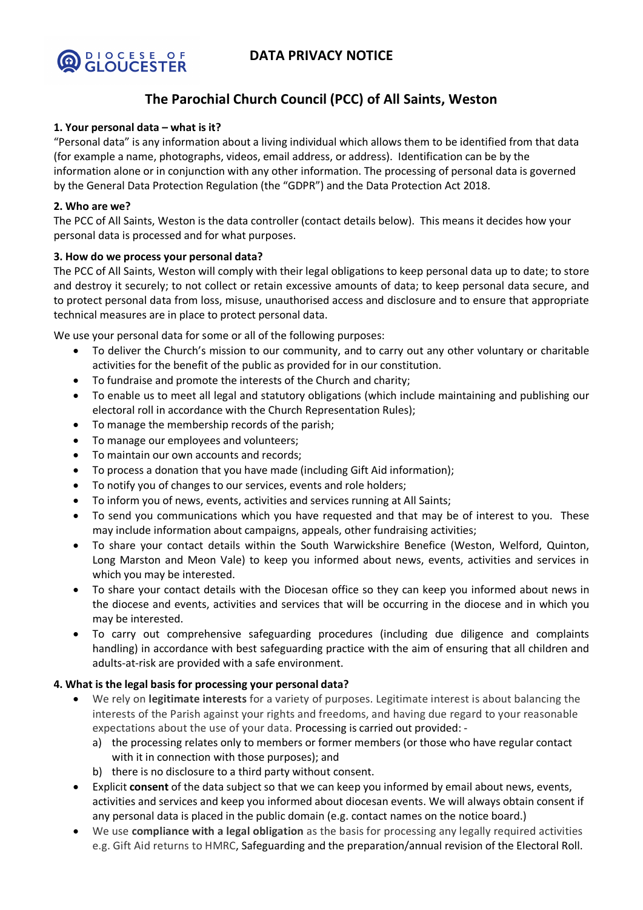DIOCESE OF GLOUCESTER

# DATA PRIVACY NOTICE

## The Parochial Church Council (PCC) of All Saints, Weston

### 1. Your personal data – what is it?

"Personal data" is any information about a living individual which allows them to be identified from that data (for example a name, photographs, videos, email address, or address). Identification can be by the information alone or in conjunction with any other information. The processing of personal data is governed by the General Data Protection Regulation (the "GDPR") and the Data Protection Act 2018.

### 2. Who are we?

The PCC of All Saints, Weston is the data controller (contact details below). This means it decides how your personal data is processed and for what purposes.

### 3. How do we process your personal data?

The PCC of All Saints, Weston will comply with their legal obligations to keep personal data up to date; to store and destroy it securely; to not collect or retain excessive amounts of data; to keep personal data secure, and to protect personal data from loss, misuse, unauthorised access and disclosure and to ensure that appropriate technical measures are in place to protect personal data.

We use your personal data for some or all of the following purposes:

- To deliver the Church's mission to our community, and to carry out any other voluntary or charitable activities for the benefit of the public as provided for in our constitution.
- To fundraise and promote the interests of the Church and charity;
- To enable us to meet all legal and statutory obligations (which include maintaining and publishing our electoral roll in accordance with the Church Representation Rules);
- To manage the membership records of the parish;
- To manage our employees and volunteers;
- To maintain our own accounts and records;
- To process a donation that you have made (including Gift Aid information);
- To notify you of changes to our services, events and role holders;
- To inform you of news, events, activities and services running at All Saints;
- To send you communications which you have requested and that may be of interest to you. These may include information about campaigns, appeals, other fundraising activities;
- To share your contact details within the South Warwickshire Benefice (Weston, Welford, Quinton, Long Marston and Meon Vale) to keep you informed about news, events, activities and services in which you may be interested.
- To share your contact details with the Diocesan office so they can keep you informed about news in the diocese and events, activities and services that will be occurring in the diocese and in which you may be interested.
- To carry out comprehensive safeguarding procedures (including due diligence and complaints handling) in accordance with best safeguarding practice with the aim of ensuring that all children and adults-at-risk are provided with a safe environment.

### 4. What is the legal basis for processing your personal data?

- We rely on **legitimate interests** for a variety of purposes. Legitimate interest is about balancing the interests of the Parish against your rights and freedoms, and having due regard to your reasonable expectations about the use of your data. Processing is carried out provided: -
  a) the processing relates only to members or former members (or those who have regular contact with it in connection with those purposes); and
  b) there is no disclosure to a third party without consent.
- Explicit **consent** of the data subject so that we can keep you informed by email about news, events, activities and services and keep you informed about diocesan events. We will always obtain consent if any personal data is placed in the public domain (e.g. contact names on the notice board.)
- We use **compliance with a legal obligation** as the basis for processing any legally required activities e.g. Gift Aid returns to HMRC, Safeguarding and the preparation/annual revision of the Electoral Roll.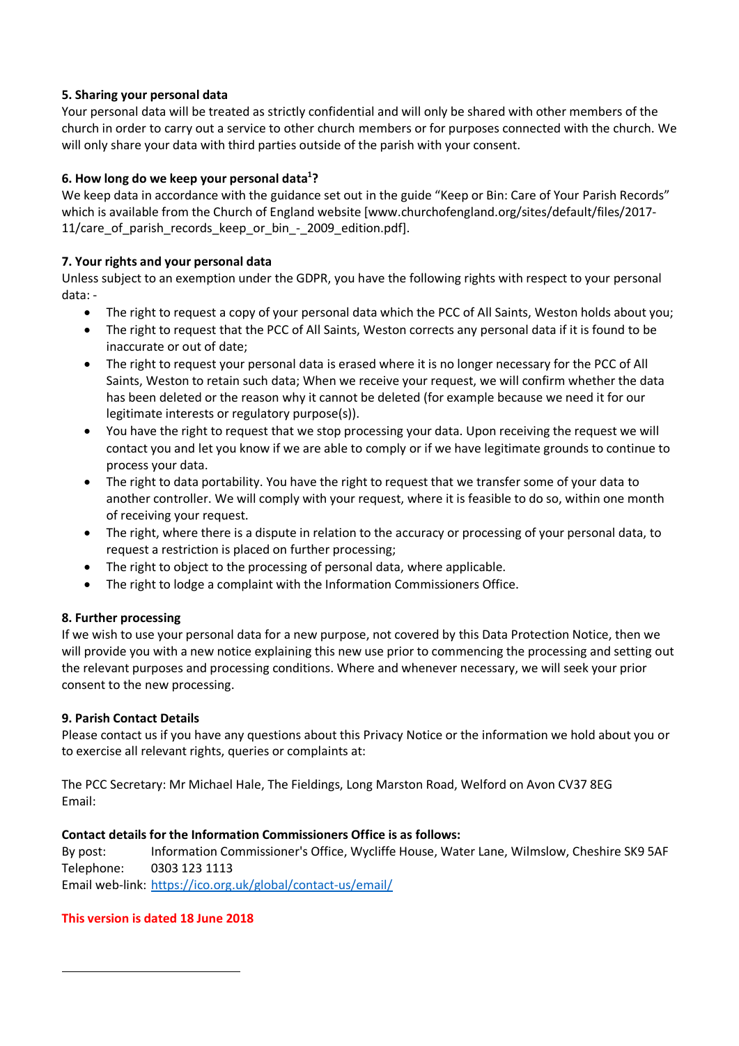**5. Sharing your personal data**

Your personal data will be treated as strictly confidential and will only be shared with other members of the church in order to carry out a service to other church members or for purposes connected with the church. We will only share your data with third parties outside of the parish with your consent.

**6. How long do we keep your personal data[1]?**

We keep data in accordance with the guidance set out in the guide "Keep or Bin: Care of Your Parish Records" which is available from the Church of England website [www.churchofengland.org/sites/default/files/2017-11/care_of_parish_records_keep_or_bin_-_2009_edition.pdf].

**7. Your rights and your personal data**

Unless subject to an exemption under the GDPR, you have the following rights with respect to your personal data: -

- The right to request a copy of your personal data which the PCC of All Saints, Weston holds about you;
- The right to request that the PCC of All Saints, Weston corrects any personal data if it is found to be inaccurate or out of date;
- The right to request your personal data is erased where it is no longer necessary for the PCC of All Saints, Weston to retain such data; When we receive your request, we will confirm whether the data has been deleted or the reason why it cannot be deleted (for example because we need it for our legitimate interests or regulatory purpose(s)).
- You have the right to request that we stop processing your data. Upon receiving the request we will contact you and let you know if we are able to comply or if we have legitimate grounds to continue to process your data.
- The right to data portability. You have the right to request that we transfer some of your data to another controller. We will comply with your request, where it is feasible to do so, within one month of receiving your request.
- The right, where there is a dispute in relation to the accuracy or processing of your personal data, to request a restriction is placed on further processing;
- The right to object to the processing of personal data, where applicable.
- The right to lodge a complaint with the Information Commissioners Office.

**8. Further processing**

If we wish to use your personal data for a new purpose, not covered by this Data Protection Notice, then we will provide you with a new notice explaining this new use prior to commencing the processing and setting out the relevant purposes and processing conditions. Where and whenever necessary, we will seek your prior consent to the new processing.

**9. Parish Contact Details**

Please contact us if you have any questions about this Privacy Notice or the information we hold about you or to exercise all relevant rights, queries or complaints at:

The PCC Secretary: Mr Michael Hale, The Fieldings, Long Marston Road, Welford on Avon CV37 8EG
Email:

**Contact details for the Information Commissioners Office is as follows:**

By post: Information Commissioner's Office, Wycliffe House, Water Lane, Wilmslow, Cheshire SK9 5AF
Telephone: 0303 123 1113
Email web-link: https://ico.org.uk/global/contact-us/email/

**This version is dated 18 June 2018**